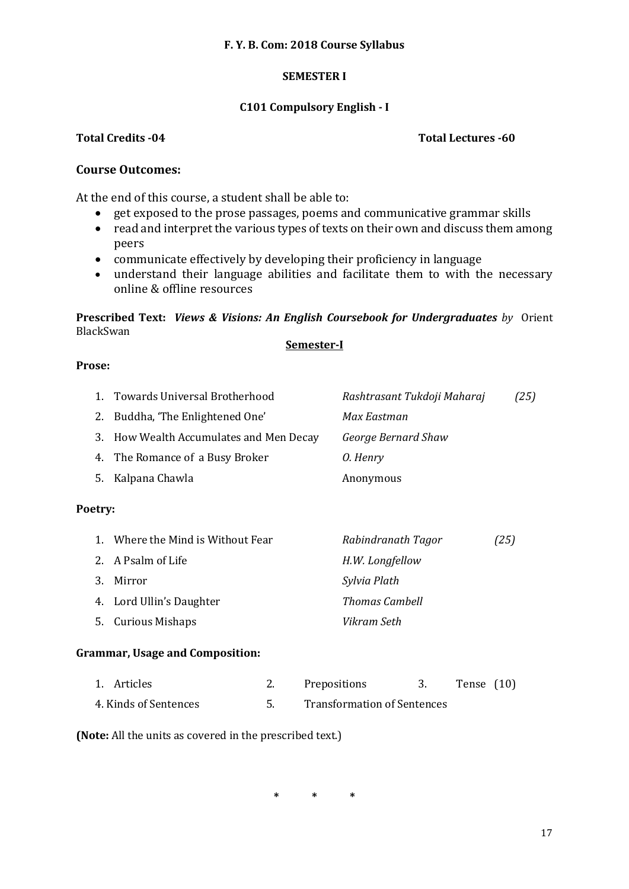**F. Y. B. Com: 2018 Course Syllabus**

**SEMESTER I**

**C101 Compulsory English - I**

**Total Credits -04** **Total Lectures -60**

## Course Outcomes:

At the end of this course, a student shall be able to:

- get exposed to the prose passages, poems and communicative grammar skills
- read and interpret the various types of texts on their own and discuss them among peers
- communicate effectively by developing their proficiency in language
- understand their language abilities and facilitate them to with the necessary online & offline resources

**Prescribed Text:** ***Views & Visions: An English Coursebook for Undergraduates*** *by* Orient BlackSwan

**Semester-I**

**Prose:**

1. Towards Universal Brotherhood — *Rashtrasant Tukdoji Maharaj* *(25)*
2. Buddha, 'The Enlightened One' — *Max Eastman*
3. How Wealth Accumulates and Men Decay — *George Bernard Shaw*
4. The Romance of a Busy Broker — *O. Henry*
5. Kalpana Chawla — Anonymous

**Poetry:**

1. Where the Mind is Without Fear — *Rabindranath Tagor* *(25)*
2. A Psalm of Life — *H.W. Longfellow*
3. Mirror — *Sylvia Plath*
4. Lord Ullin's Daughter — *Thomas Cambell*
5. Curious Mishaps — *Vikram Seth*

**Grammar, Usage and Composition:**

1. Articles 2. Prepositions 3. Tense (10)
4. Kinds of Sentences 5. Transformation of Sentences

**(Note:** All the units as covered in the prescribed text.)

\* \* \*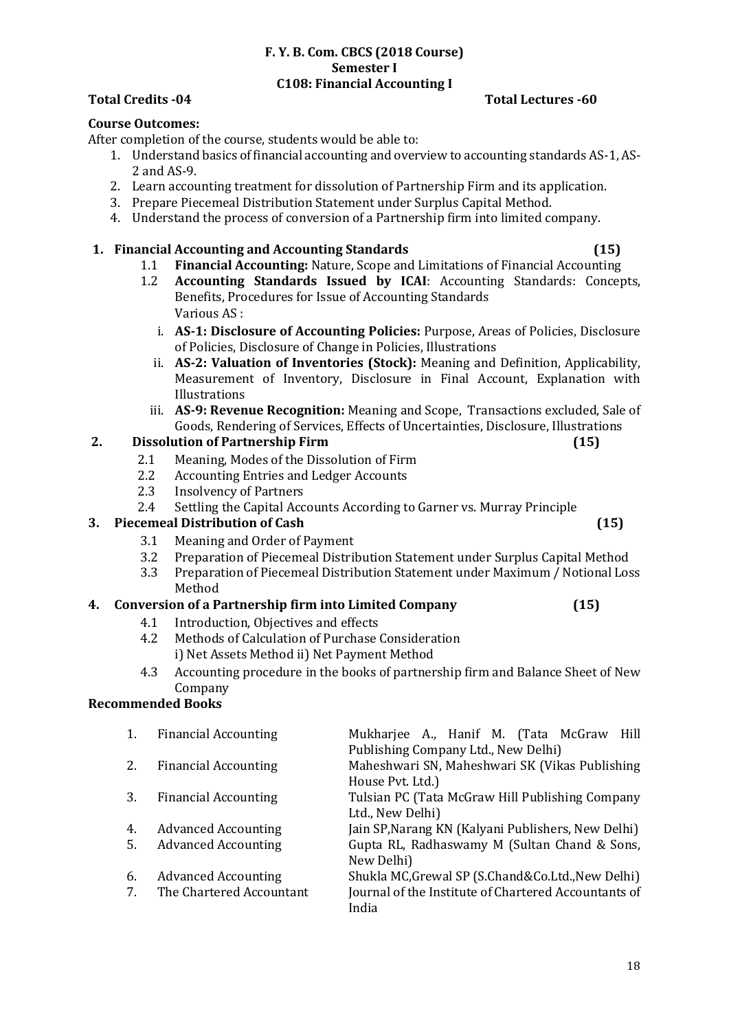# F. Y. B. Com. CBCS (2018 Course)
## Semester I
## C108: Financial Accounting I

**Total Credits -04** **Total Lectures -60**

**Course Outcomes:**

After completion of the course, students would be able to:

1. Understand basics of financial accounting and overview to accounting standards AS-1, AS-2 and AS-9.
2. Learn accounting treatment for dissolution of Partnership Firm and its application.
3. Prepare Piecemeal Distribution Statement under Surplus Capital Method.
4. Understand the process of conversion of a Partnership firm into limited company.

**1. Financial Accounting and Accounting Standards (15)**

- 1.1 **Financial Accounting:** Nature, Scope and Limitations of Financial Accounting
- 1.2 **Accounting Standards Issued by ICAI**: Accounting Standards: Concepts, Benefits, Procedures for Issue of Accounting Standards
  Various AS :
  - i. **AS-1: Disclosure of Accounting Policies:** Purpose, Areas of Policies, Disclosure of Policies, Disclosure of Change in Policies, Illustrations
  - ii. **AS-2: Valuation of Inventories (Stock):** Meaning and Definition, Applicability, Measurement of Inventory, Disclosure in Final Account, Explanation with Illustrations
  - iii. **AS-9: Revenue Recognition:** Meaning and Scope, Transactions excluded, Sale of Goods, Rendering of Services, Effects of Uncertainties, Disclosure, Illustrations

**2. Dissolution of Partnership Firm (15)**

- 2.1 Meaning, Modes of the Dissolution of Firm
- 2.2 Accounting Entries and Ledger Accounts
- 2.3 Insolvency of Partners
- 2.4 Settling the Capital Accounts According to Garner vs. Murray Principle

**3. Piecemeal Distribution of Cash (15)**

- 3.1 Meaning and Order of Payment
- 3.2 Preparation of Piecemeal Distribution Statement under Surplus Capital Method
- 3.3 Preparation of Piecemeal Distribution Statement under Maximum / Notional Loss Method

**4. Conversion of a Partnership firm into Limited Company (15)**

- 4.1 Introduction, Objectives and effects
- 4.2 Methods of Calculation of Purchase Consideration
  i) Net Assets Method ii) Net Payment Method
- 4.3 Accounting procedure in the books of partnership firm and Balance Sheet of New Company

**Recommended Books**

| No. | Title | Author / Publisher |
|---|---|---|
| 1. | Financial Accounting | Mukharjee A., Hanif M. (Tata McGraw Hill Publishing Company Ltd., New Delhi) |
| 2. | Financial Accounting | Maheshwari SN, Maheshwari SK (Vikas Publishing House Pvt. Ltd.) |
| 3. | Financial Accounting | Tulsian PC (Tata McGraw Hill Publishing Company Ltd., New Delhi) |
| 4. | Advanced Accounting | Jain SP,Narang KN (Kalyani Publishers, New Delhi) |
| 5. | Advanced Accounting | Gupta RL, Radhaswamy M (Sultan Chand & Sons, New Delhi) |
| 6. | Advanced Accounting | Shukla MC,Grewal SP (S.Chand&Co.Ltd.,New Delhi) |
| 7. | The Chartered Accountant | Journal of the Institute of Chartered Accountants of India |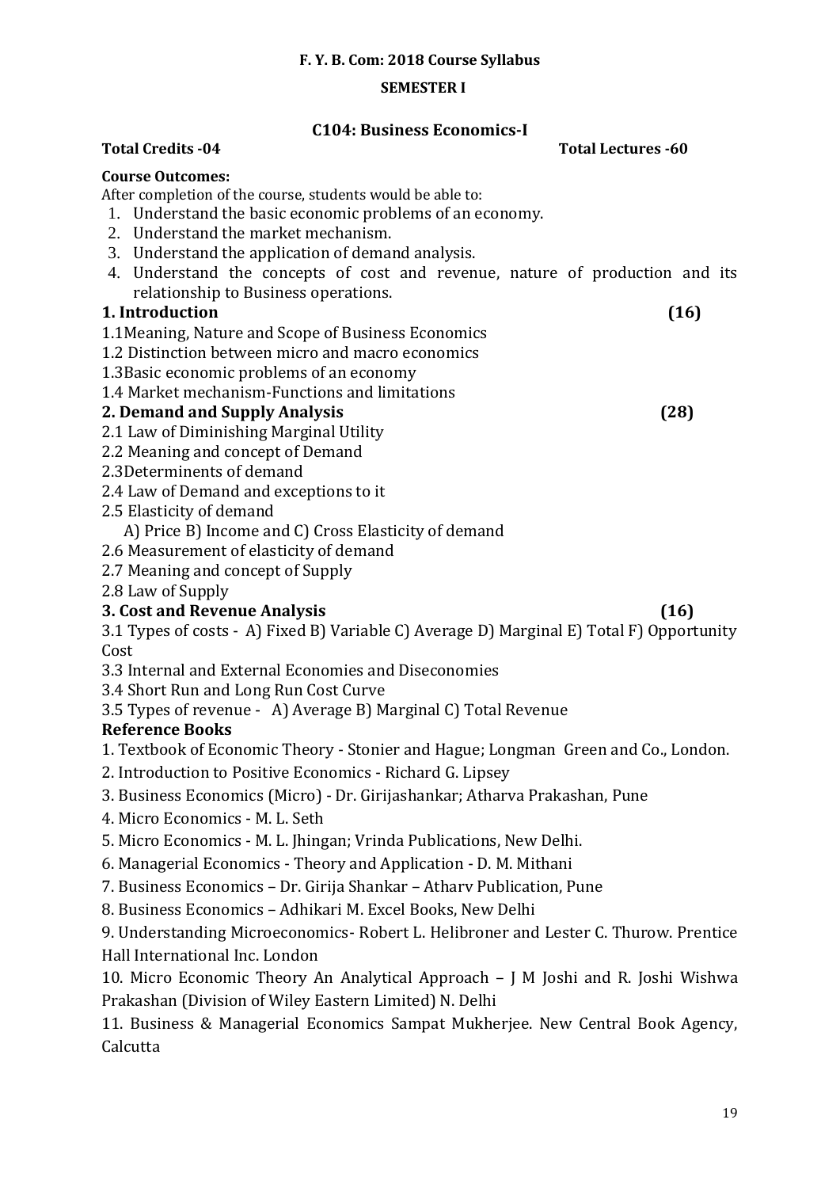**F. Y. B. Com: 2018 Course Syllabus**

**SEMESTER I**

## C104: Business Economics-I

**Total Credits -04** **Total Lectures -60**

**Course Outcomes:**

After completion of the course, students would be able to:

1. Understand the basic economic problems of an economy.
2. Understand the market mechanism.
3. Understand the application of demand analysis.
4. Understand the concepts of cost and revenue, nature of production and its relationship to Business operations.

### 1. Introduction (16)

1.1Meaning, Nature and Scope of Business Economics

1.2 Distinction between micro and macro economics

1.3Basic economic problems of an economy

1.4 Market mechanism-Functions and limitations

### 2. Demand and Supply Analysis (28)

2.1 Law of Diminishing Marginal Utility

2.2 Meaning and concept of Demand

2.3Determinents of demand

2.4 Law of Demand and exceptions to it

2.5 Elasticity of demand

A) Price B) Income and C) Cross Elasticity of demand

2.6 Measurement of elasticity of demand

2.7 Meaning and concept of Supply

2.8 Law of Supply

### 3. Cost and Revenue Analysis (16)

3.1 Types of costs - A) Fixed B) Variable C) Average D) Marginal E) Total F) Opportunity Cost

3.3 Internal and External Economies and Diseconomies

3.4 Short Run and Long Run Cost Curve

3.5 Types of revenue - A) Average B) Marginal C) Total Revenue

### Reference Books

1. Textbook of Economic Theory - Stonier and Hague; Longman Green and Co., London.
2. Introduction to Positive Economics - Richard G. Lipsey
3. Business Economics (Micro) - Dr. Girijashankar; Atharva Prakashan, Pune
4. Micro Economics - M. L. Seth
5. Micro Economics - M. L. Jhingan; Vrinda Publications, New Delhi.
6. Managerial Economics - Theory and Application - D. M. Mithani
7. Business Economics – Dr. Girija Shankar – Atharv Publication, Pune
8. Business Economics – Adhikari M. Excel Books, New Delhi
9. Understanding Microeconomics- Robert L. Helibroner and Lester C. Thurow. Prentice Hall International Inc. London
10. Micro Economic Theory An Analytical Approach – J M Joshi and R. Joshi Wishwa Prakashan (Division of Wiley Eastern Limited) N. Delhi
11. Business & Managerial Economics Sampat Mukherjee. New Central Book Agency, Calcutta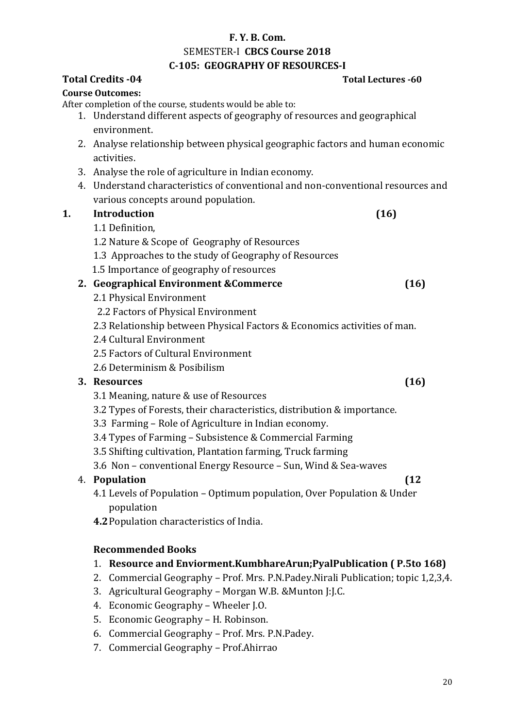**F. Y. B. Com.**

SEMESTER-I **CBCS Course 2018**

**C-105: GEOGRAPHY OF RESOURCES-I**

**Total Credits -04** **Total Lectures -60**

**Course Outcomes:**

After completion of the course, students would be able to:

1. Understand different aspects of geography of resources and geographical environment.
2. Analyse relationship between physical geographic factors and human economic activities.
3. Analyse the role of agriculture in Indian economy.
4. Understand characteristics of conventional and non-conventional resources and various concepts around population.

**1. Introduction** **(16)**

1.1 Definition,

1.2 Nature & Scope of Geography of Resources

1.3 Approaches to the study of Geography of Resources

1.5 Importance of geography of resources

**2. Geographical Environment &Commerce** **(16)**

2.1 Physical Environment

2.2 Factors of Physical Environment

2.3 Relationship between Physical Factors & Economics activities of man.

2.4 Cultural Environment

2.5 Factors of Cultural Environment

2.6 Determinism & Posibilism

**3. Resources** **(16)**

3.1 Meaning, nature & use of Resources

3.2 Types of Forests, their characteristics, distribution & importance.

3.3 Farming – Role of Agriculture in Indian economy.

3.4 Types of Farming – Subsistence & Commercial Farming

3.5 Shifting cultivation, Plantation farming, Truck farming

3.6 Non – conventional Energy Resource – Sun, Wind & Sea-waves

4. **Population** **(12**

4.1 Levels of Population – Optimum population, Over Population & Under population

**4.2** Population characteristics of India.

**Recommended Books**

1. **Resource and Enviorment.KumbhareArun;PyalPublication ( P.5to 168)**
2. Commercial Geography – Prof. Mrs. P.N.Padey.Nirali Publication; topic 1,2,3,4.
3. Agricultural Geography – Morgan W.B. &Munton J:J.C.
4. Economic Geography – Wheeler J.O.
5. Economic Geography – H. Robinson.
6. Commercial Geography – Prof. Mrs. P.N.Padey.
7. Commercial Geography – Prof.Ahirrao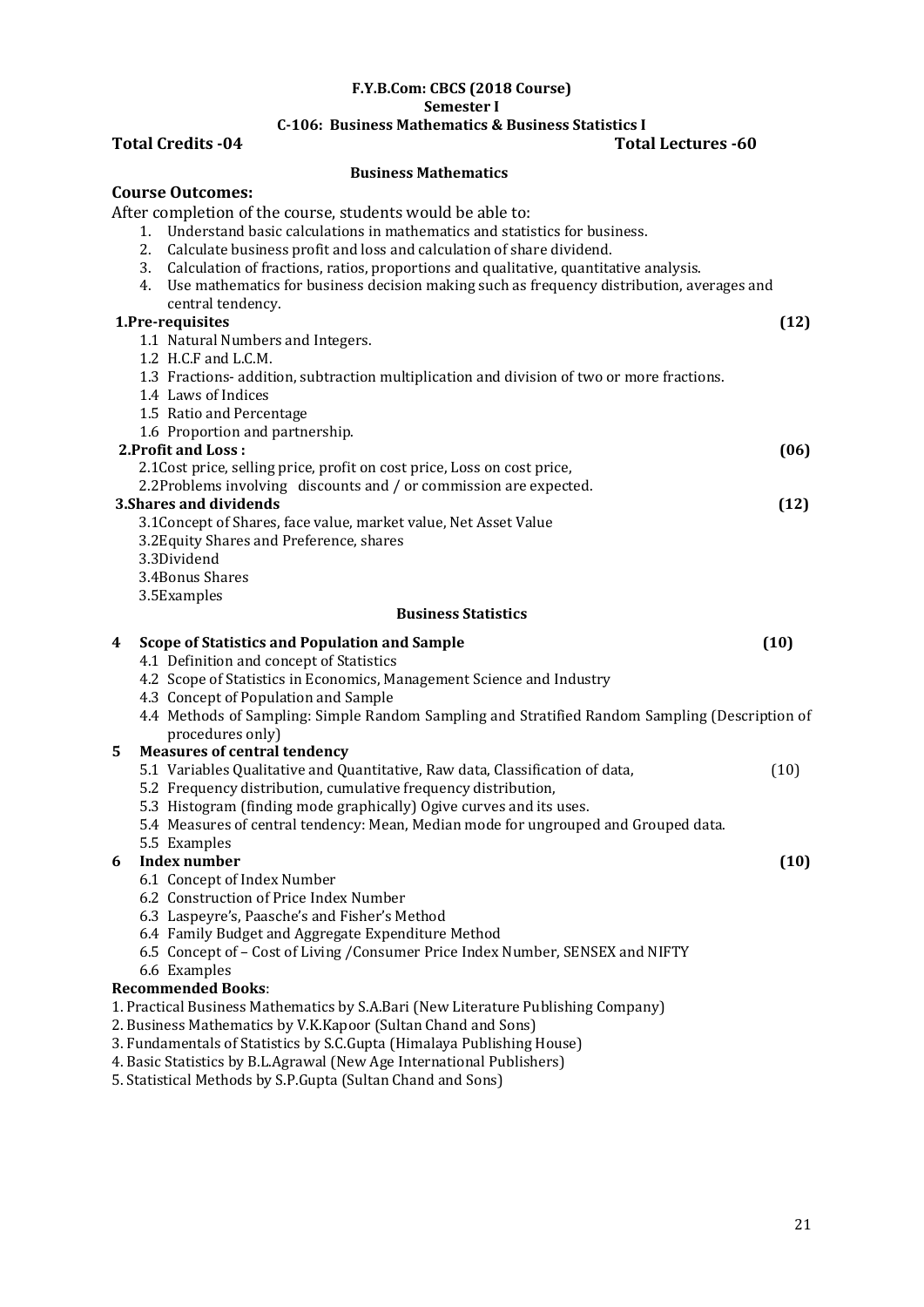**F.Y.B.Com: CBCS (2018 Course)**

**Semester I**

**C-106: Business Mathematics & Business Statistics I**

**Total Credits -04** **Total Lectures -60**

## Business Mathematics

**Course Outcomes:**

After completion of the course, students would be able to:

1. Understand basic calculations in mathematics and statistics for business.
2. Calculate business profit and loss and calculation of share dividend.
3. Calculation of fractions, ratios, proportions and qualitative, quantitative analysis.
4. Use mathematics for business decision making such as frequency distribution, averages and central tendency.

**1.Pre-requisites** **(12)**

1.1 Natural Numbers and Integers.
1.2 H.C.F and L.C.M.
1.3 Fractions- addition, subtraction multiplication and division of two or more fractions.
1.4 Laws of Indices
1.5 Ratio and Percentage
1.6 Proportion and partnership.

**2.Profit and Loss :** **(06)**

2.1Cost price, selling price, profit on cost price, Loss on cost price,
2.2Problems involving discounts and / or commission are expected.

**3.Shares and dividends** **(12)**

3.1Concept of Shares, face value, market value, Net Asset Value
3.2Equity Shares and Preference, shares
3.3Dividend
3.4Bonus Shares
3.5Examples

## Business Statistics

**4 Scope of Statistics and Population and Sample** **(10)**

4.1 Definition and concept of Statistics
4.2 Scope of Statistics in Economics, Management Science and Industry
4.3 Concept of Population and Sample
4.4 Methods of Sampling: Simple Random Sampling and Stratified Random Sampling (Description of procedures only)

**5 Measures of central tendency**

5.1 Variables Qualitative and Quantitative, Raw data, Classification of data, (10)
5.2 Frequency distribution, cumulative frequency distribution,
5.3 Histogram (finding mode graphically) Ogive curves and its uses.
5.4 Measures of central tendency: Mean, Median mode for ungrouped and Grouped data.
5.5 Examples

**6 Index number** **(10)**

6.1 Concept of Index Number
6.2 Construction of Price Index Number
6.3 Laspeyre's, Paasche's and Fisher's Method
6.4 Family Budget and Aggregate Expenditure Method
6.5 Concept of – Cost of Living /Consumer Price Index Number, SENSEX and NIFTY
6.6 Examples

**Recommended Books**:

1. Practical Business Mathematics by S.A.Bari (New Literature Publishing Company)
2. Business Mathematics by V.K.Kapoor (Sultan Chand and Sons)
3. Fundamentals of Statistics by S.C.Gupta (Himalaya Publishing House)
4. Basic Statistics by B.L.Agrawal (New Age International Publishers)
5. Statistical Methods by S.P.Gupta (Sultan Chand and Sons)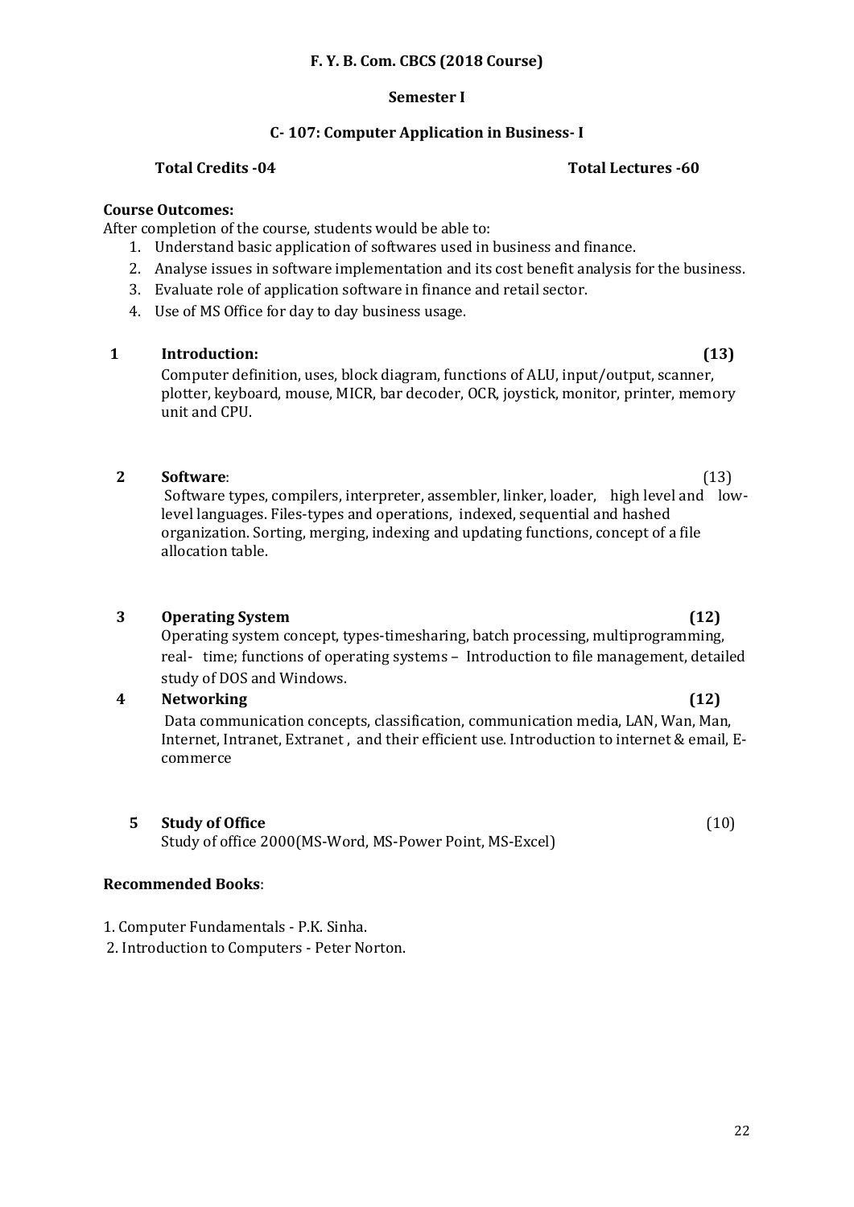**F. Y. B. Com. CBCS (2018 Course)**

**Semester I**

**C- 107: Computer Application in Business- I**

**Total Credits -04** **Total Lectures -60**

**Course Outcomes:**

After completion of the course, students would be able to:

1. Understand basic application of softwares used in business and finance.
2. Analyse issues in software implementation and its cost benefit analysis for the business.
3. Evaluate role of application software in finance and retail sector.
4. Use of MS Office for day to day business usage.

**1 Introduction: (13)**

Computer definition, uses, block diagram, functions of ALU, input/output, scanner, plotter, keyboard, mouse, MICR, bar decoder, OCR, joystick, monitor, printer, memory unit and CPU.

**2 Software**: (13)

Software types, compilers, interpreter, assembler, linker, loader, high level and low-level languages. Files-types and operations, indexed, sequential and hashed organization. Sorting, merging, indexing and updating functions, concept of a file allocation table.

**3 Operating System (12)**

Operating system concept, types-timesharing, batch processing, multiprogramming, real- time; functions of operating systems – Introduction to file management, detailed study of DOS and Windows.

**4 Networking (12)**

Data communication concepts, classification, communication media, LAN, Wan, Man, Internet, Intranet, Extranet , and their efficient use. Introduction to internet & email, E-commerce

**5 Study of Office** (10)

Study of office 2000(MS-Word, MS-Power Point, MS-Excel)

**Recommended Books**:

1. Computer Fundamentals - P.K. Sinha.
2. Introduction to Computers - Peter Norton.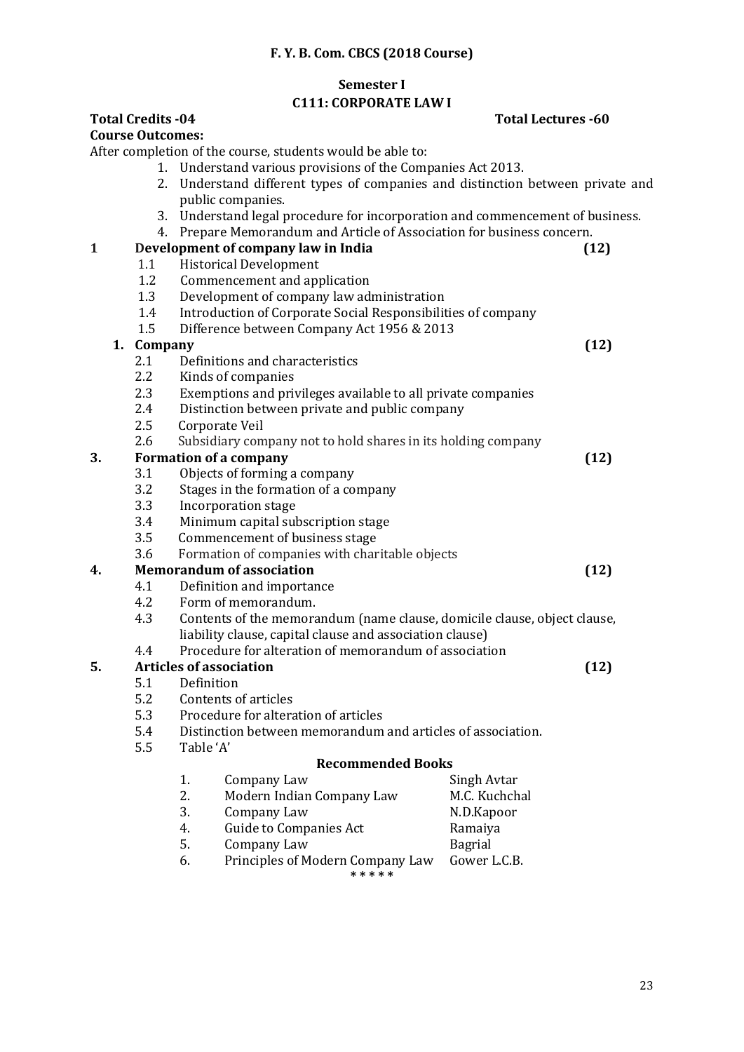**F. Y. B. Com. CBCS (2018 Course)**

**Semester I**

**C111: CORPORATE LAW I**

**Total Credits -04** **Total Lectures -60**

**Course Outcomes:**

After completion of the course, students would be able to:

1. Understand various provisions of the Companies Act 2013.
2. Understand different types of companies and distinction between private and public companies.
3. Understand legal procedure for incorporation and commencement of business.
4. Prepare Memorandum and Article of Association for business concern.

**1 Development of company law in India (12)**

- 1.1 Historical Development
- 1.2 Commencement and application
- 1.3 Development of company law administration
- 1.4 Introduction of Corporate Social Responsibilities of company
- 1.5 Difference between Company Act 1956 & 2013

**1. Company (12)**

- 2.1 Definitions and characteristics
- 2.2 Kinds of companies
- 2.3 Exemptions and privileges available to all private companies
- 2.4 Distinction between private and public company
- 2.5 Corporate Veil
- 2.6 Subsidiary company not to hold shares in its holding company

**3. Formation of a company (12)**

- 3.1 Objects of forming a company
- 3.2 Stages in the formation of a company
- 3.3 Incorporation stage
- 3.4 Minimum capital subscription stage
- 3.5 Commencement of business stage
- 3.6 Formation of companies with charitable objects

**4. Memorandum of association (12)**

- 4.1 Definition and importance
- 4.2 Form of memorandum.
- 4.3 Contents of the memorandum (name clause, domicile clause, object clause, liability clause, capital clause and association clause)
- 4.4 Procedure for alteration of memorandum of association

**5. Articles of association (12)**

- 5.1 Definition
- 5.2 Contents of articles
- 5.3 Procedure for alteration of articles
- 5.4 Distinction between memorandum and articles of association.
- 5.5 Table 'A'

**Recommended Books**

| No. | Title | Author |
|---|---|---|
| 1. | Company Law | Singh Avtar |
| 2. | Modern Indian Company Law | M.C. Kuchchal |
| 3. | Company Law | N.D.Kapoor |
| 4. | Guide to Companies Act | Ramaiya |
| 5. | Company Law | Bagrial |
| 6. | Principles of Modern Company Law | Gower L.C.B. |

\* \* \* \* \*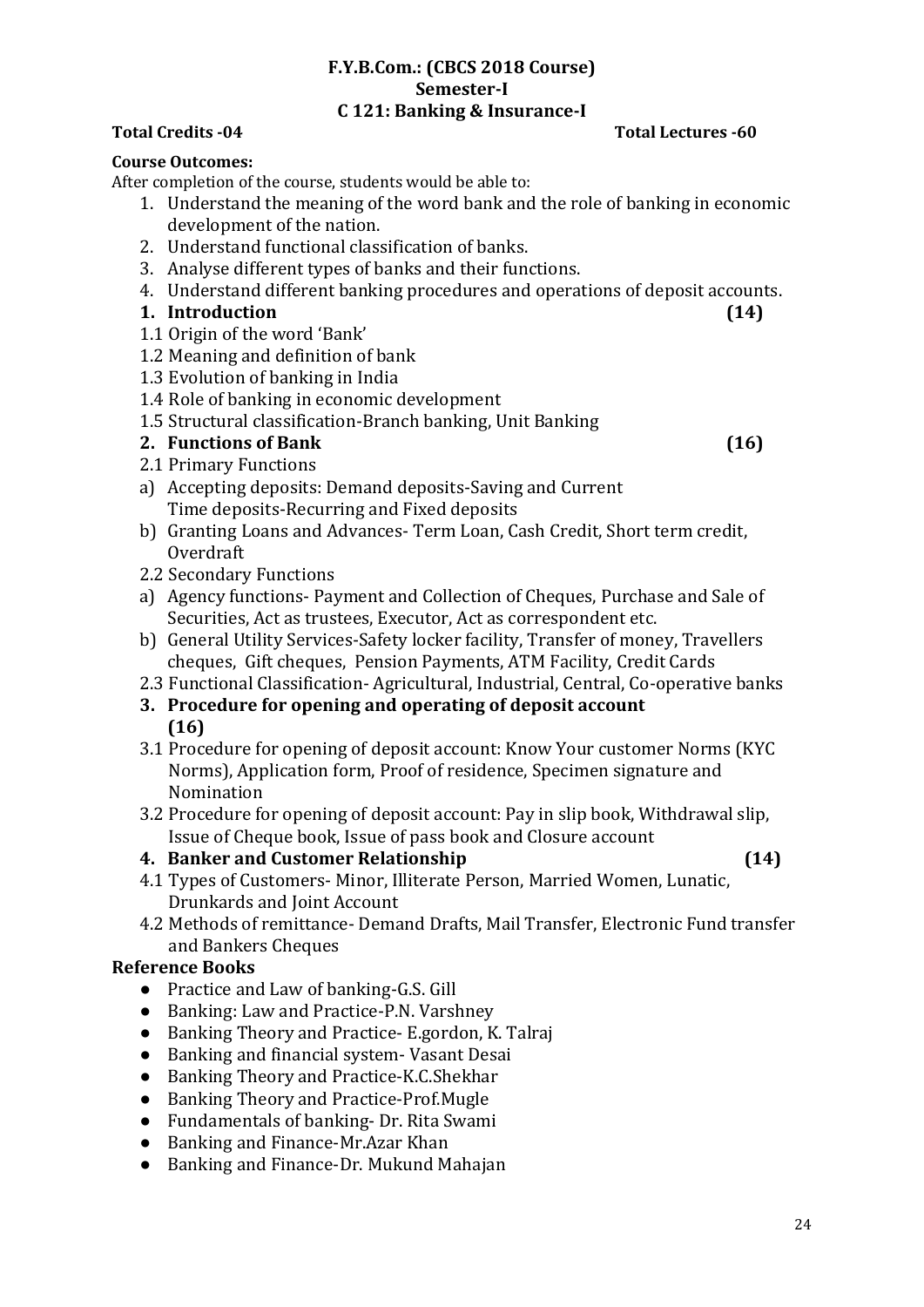## F.Y.B.Com.: (CBCS 2018 Course)
## Semester-I
## C 121: Banking & Insurance-I

**Total Credits -04** **Total Lectures -60**

**Course Outcomes:**

After completion of the course, students would be able to:

1. Understand the meaning of the word bank and the role of banking in economic development of the nation.
2. Understand functional classification of banks.
3. Analyse different types of banks and their functions.
4. Understand different banking procedures and operations of deposit accounts.

**1. Introduction (14)**

1.1 Origin of the word 'Bank'

1.2 Meaning and definition of bank

1.3 Evolution of banking in India

1.4 Role of banking in economic development

1.5 Structural classification-Branch banking, Unit Banking

**2. Functions of Bank (16)**

2.1 Primary Functions

a) Accepting deposits: Demand deposits-Saving and Current
Time deposits-Recurring and Fixed deposits

b) Granting Loans and Advances- Term Loan, Cash Credit, Short term credit, Overdraft

2.2 Secondary Functions

a) Agency functions- Payment and Collection of Cheques, Purchase and Sale of Securities, Act as trustees, Executor, Act as correspondent etc.

b) General Utility Services-Safety locker facility, Transfer of money, Travellers cheques, Gift cheques, Pension Payments, ATM Facility, Credit Cards

2.3 Functional Classification- Agricultural, Industrial, Central, Co-operative banks

**3. Procedure for opening and operating of deposit account (16)**

3.1 Procedure for opening of deposit account: Know Your customer Norms (KYC Norms), Application form, Proof of residence, Specimen signature and Nomination

3.2 Procedure for opening of deposit account: Pay in slip book, Withdrawal slip, Issue of Cheque book, Issue of pass book and Closure account

**4. Banker and Customer Relationship (14)**

4.1 Types of Customers- Minor, Illiterate Person, Married Women, Lunatic, Drunkards and Joint Account

4.2 Methods of remittance- Demand Drafts, Mail Transfer, Electronic Fund transfer and Bankers Cheques

**Reference Books**

- Practice and Law of banking-G.S. Gill
- Banking: Law and Practice-P.N. Varshney
- Banking Theory and Practice- E.gordon, K. Talraj
- Banking and financial system- Vasant Desai
- Banking Theory and Practice-K.C.Shekhar
- Banking Theory and Practice-Prof.Mugle
- Fundamentals of banking- Dr. Rita Swami
- Banking and Finance-Mr.Azar Khan
- Banking and Finance-Dr. Mukund Mahajan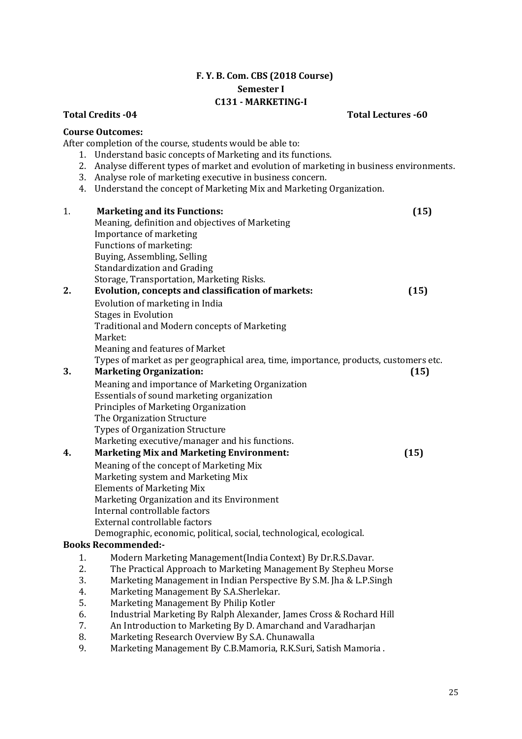## F. Y. B. Com. CBS (2018 Course)
## Semester I
## C131 - MARKETING-I

**Total Credits -04** **Total Lectures -60**

**Course Outcomes:**

After completion of the course, students would be able to:

1. Understand basic concepts of Marketing and its functions.
2. Analyse different types of market and evolution of marketing in business environments.
3. Analyse role of marketing executive in business concern.
4. Understand the concept of Marketing Mix and Marketing Organization.

**1. Marketing and its Functions: (15)**

Meaning, definition and objectives of Marketing
Importance of marketing
Functions of marketing:
Buying, Assembling, Selling
Standardization and Grading
Storage, Transportation, Marketing Risks.

**2. Evolution, concepts and classification of markets: (15)**

Evolution of marketing in India
Stages in Evolution
Traditional and Modern concepts of Marketing
Market:
Meaning and features of Market
Types of market as per geographical area, time, importance, products, customers etc.

**3. Marketing Organization: (15)**

Meaning and importance of Marketing Organization
Essentials of sound marketing organization
Principles of Marketing Organization
The Organization Structure
Types of Organization Structure
Marketing executive/manager and his functions.

**4. Marketing Mix and Marketing Environment: (15)**

Meaning of the concept of Marketing Mix
Marketing system and Marketing Mix
Elements of Marketing Mix
Marketing Organization and its Environment
Internal controllable factors
External controllable factors
Demographic, economic, political, social, technological, ecological.

**Books Recommended:-**

1. Modern Marketing Management(India Context) By Dr.R.S.Davar.
2. The Practical Approach to Marketing Management By Stepheu Morse
3. Marketing Management in Indian Perspective By S.M. Jha & L.P.Singh
4. Marketing Management By S.A.Sherlekar.
5. Marketing Management By Philip Kotler
6. Industrial Marketing By Ralph Alexander, James Cross & Rochard Hill
7. An Introduction to Marketing By D. Amarchand and Varadharjan
8. Marketing Research Overview By S.A. Chunawalla
9. Marketing Management By C.B.Mamoria, R.K.Suri, Satish Mamoria .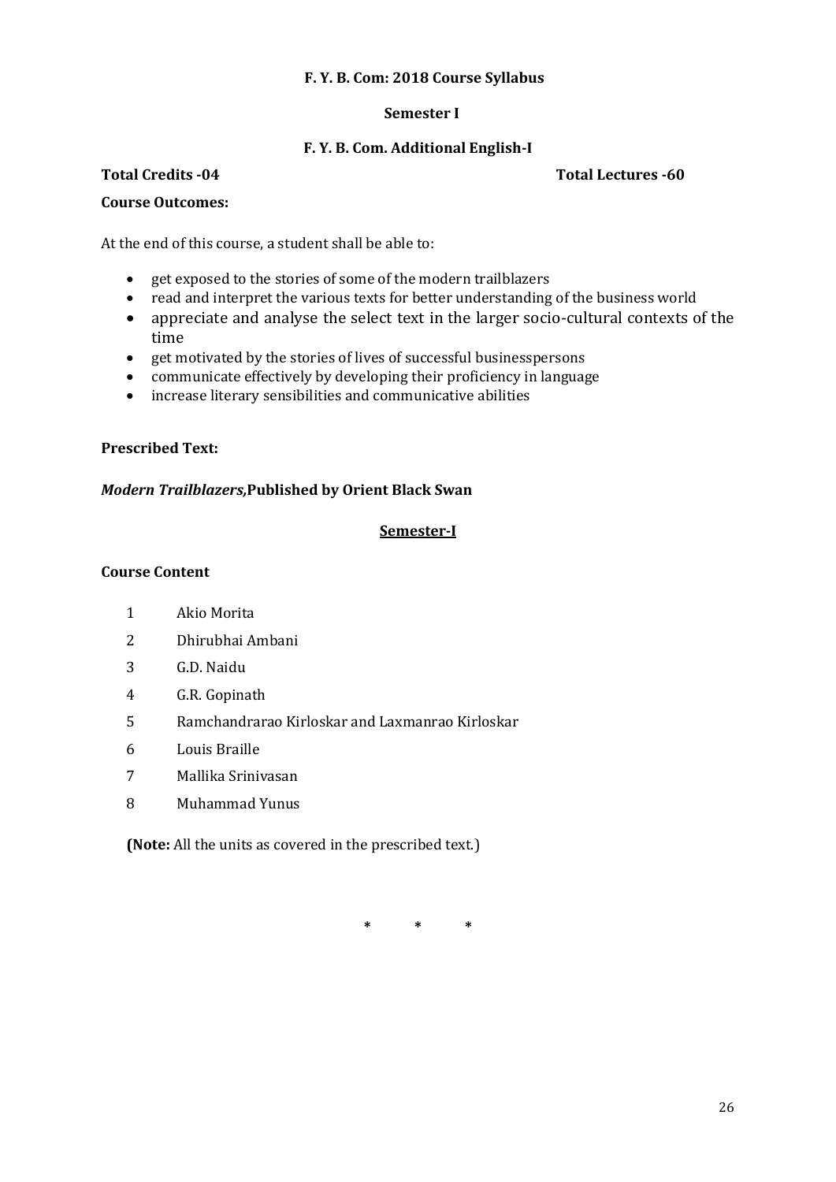**F. Y. B. Com: 2018 Course Syllabus**

**Semester I**

**F. Y. B. Com. Additional English-I**

**Total Credits -04** **Total Lectures -60**

**Course Outcomes:**

At the end of this course, a student shall be able to:

- get exposed to the stories of some of the modern trailblazers
- read and interpret the various texts for better understanding of the business world
- appreciate and analyse the select text in the larger socio-cultural contexts of the time
- get motivated by the stories of lives of successful businesspersons
- communicate effectively by developing their proficiency in language
- increase literary sensibilities and communicative abilities

**Prescribed Text:**

***Modern Trailblazers,*Published by Orient Black Swan**

**Semester-I**

**Course Content**

1. Akio Morita
2. Dhirubhai Ambani
3. G.D. Naidu
4. G.R. Gopinath
5. Ramchandrarao Kirloskar and Laxmanrao Kirloskar
6. Louis Braille
7. Mallika Srinivasan
8. Muhammad Yunus

**(Note:** All the units as covered in the prescribed text.)

\* \* \*